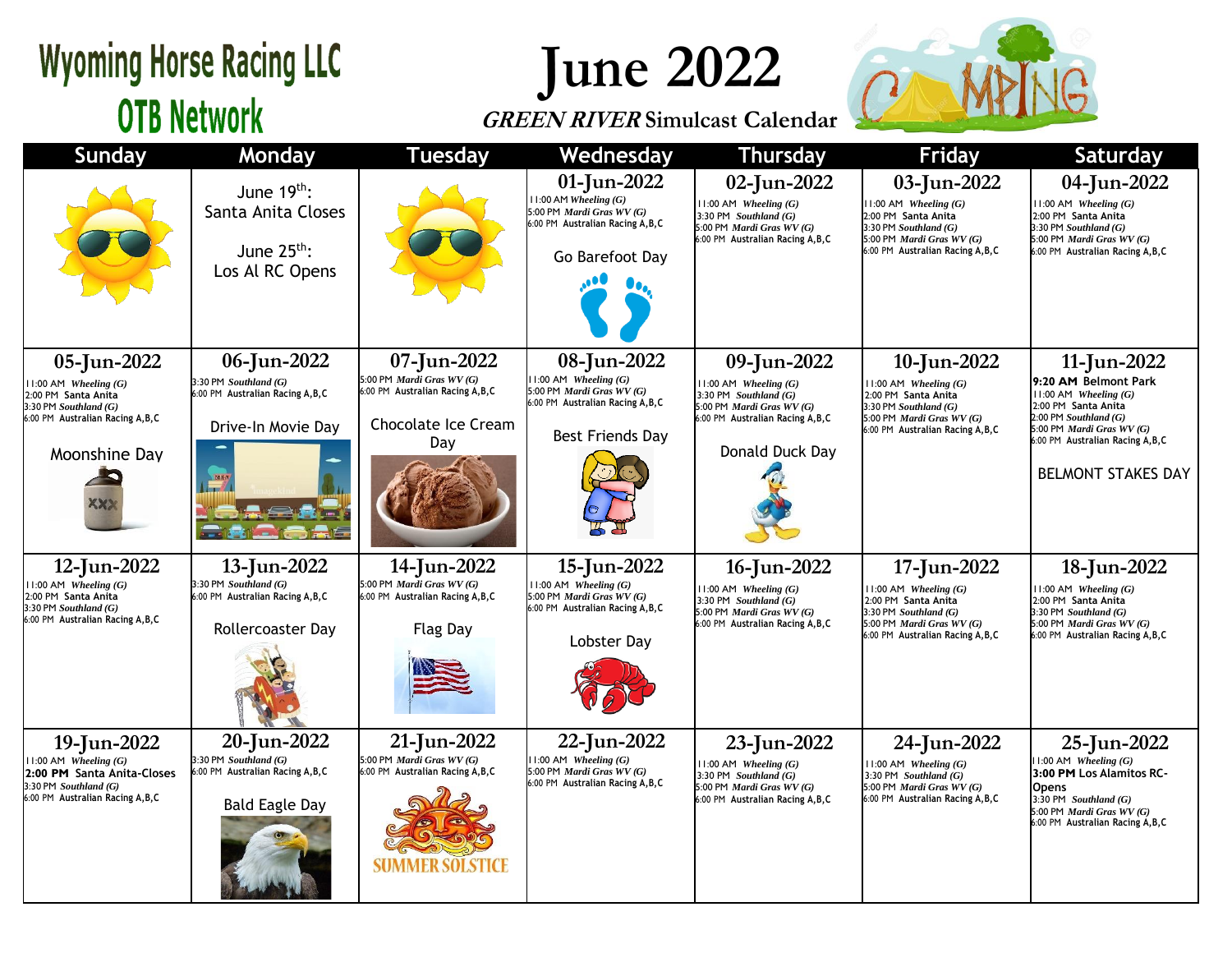# Wyoming Horse Racing LLC
## OTB Network

# June 2022

***GREEN RIVER*** **Simulcast Calendar**

| Sunday | Monday | Tuesday | Wednesday | Thursday | Friday | Saturday |
|---|---|---|---|---|---|---|
| | June 19th: Santa Anita Closes<br><br>June 25th: Los Al RC Opens | | **01-Jun-2022**<br>11:00 AM *Wheeling (G)*<br>5:00 PM *Mardi Gras WV (G)*<br>6:00 PM Australian Racing A,B,C<br><br>Go Barefoot Day | **02-Jun-2022**<br>11:00 AM *Wheeling (G)*<br>3:30 PM *Southland (G)*<br>5:00 PM *Mardi Gras WV (G)*<br>6:00 PM Australian Racing A,B,C | **03-Jun-2022**<br>11:00 AM *Wheeling (G)*<br>2:00 PM Santa Anita<br>3:30 PM *Southland (G)*<br>5:00 PM *Mardi Gras WV (G)*<br>6:00 PM Australian Racing A,B,C | **04-Jun-2022**<br>11:00 AM *Wheeling (G)*<br>2:00 PM Santa Anita<br>3:30 PM *Southland (G)*<br>5:00 PM *Mardi Gras WV (G)*<br>6:00 PM Australian Racing A,B,C |
| **05-Jun-2022**<br>11:00 AM *Wheeling (G)*<br>2:00 PM Santa Anita<br>3:30 PM *Southland (G)*<br>6:00 PM Australian Racing A,B,C<br><br>Moonshine Day | **06-Jun-2022**<br>3:30 PM *Southland (G)*<br>6:00 PM Australian Racing A,B,C<br><br>Drive-In Movie Day | **07-Jun-2022**<br>5:00 PM *Mardi Gras WV (G)*<br>6:00 PM Australian Racing A,B,C<br><br>Chocolate Ice Cream Day | **08-Jun-2022**<br>11:00 AM *Wheeling (G)*<br>5:00 PM *Mardi Gras WV (G)*<br>6:00 PM Australian Racing A,B,C<br><br>Best Friends Day | **09-Jun-2022**<br>11:00 AM *Wheeling (G)*<br>3:30 PM *Southland (G)*<br>5:00 PM *Mardi Gras WV (G)*<br>6:00 PM Australian Racing A,B,C<br><br>Donald Duck Day | **10-Jun-2022**<br>11:00 AM *Wheeling (G)*<br>2:00 PM Santa Anita<br>3:30 PM *Southland (G)*<br>5:00 PM *Mardi Gras WV (G)*<br>6:00 PM Australian Racing A,B,C | **11-Jun-2022**<br>**9:20 AM** Belmont Park<br>11:00 AM *Wheeling (G)*<br>2:00 PM Santa Anita<br>2:00 PM *Southland (G)*<br>5:00 PM *Mardi Gras WV (G)*<br>6:00 PM Australian Racing A,B,C<br><br>BELMONT STAKES DAY |
| **12-Jun-2022**<br>11:00 AM *Wheeling (G)*<br>2:00 PM Santa Anita<br>3:30 PM *Southland (G)*<br>6:00 PM Australian Racing A,B,C | **13-Jun-2022**<br>3:30 PM *Southland (G)*<br>6:00 PM Australian Racing A,B,C<br><br>Rollercoaster Day | **14-Jun-2022**<br>5:00 PM *Mardi Gras WV (G)*<br>6:00 PM Australian Racing A,B,C<br><br>Flag Day | **15-Jun-2022**<br>11:00 AM *Wheeling (G)*<br>5:00 PM *Mardi Gras WV (G)*<br>6:00 PM Australian Racing A,B,C<br><br>Lobster Day | **16-Jun-2022**<br>11:00 AM *Wheeling (G)*<br>3:30 PM *Southland (G)*<br>5:00 PM *Mardi Gras WV (G)*<br>6:00 PM Australian Racing A,B,C | **17-Jun-2022**<br>11:00 AM *Wheeling (G)*<br>2:00 PM Santa Anita<br>3:30 PM *Southland (G)*<br>5:00 PM *Mardi Gras WV (G)*<br>6:00 PM Australian Racing A,B,C | **18-Jun-2022**<br>11:00 AM *Wheeling (G)*<br>2:00 PM Santa Anita<br>3:30 PM *Southland (G)*<br>5:00 PM *Mardi Gras WV (G)*<br>6:00 PM Australian Racing A,B,C |
| **19-Jun-2022**<br>11:00 AM *Wheeling (G)*<br>**2:00 PM Santa Anita-Closes**<br>3:30 PM *Southland (G)*<br>6:00 PM Australian Racing A,B,C | **20-Jun-2022**<br>3:30 PM *Southland (G)*<br>6:00 PM Australian Racing A,B,C<br><br>Bald Eagle Day | **21-Jun-2022**<br>5:00 PM *Mardi Gras WV (G)*<br>6:00 PM Australian Racing A,B,C<br><br>SUMMER SOLSTICE | **22-Jun-2022**<br>11:00 AM *Wheeling (G)*<br>5:00 PM *Mardi Gras WV (G)*<br>6:00 PM Australian Racing A,B,C | **23-Jun-2022**<br>11:00 AM *Wheeling (G)*<br>3:30 PM *Southland (G)*<br>5:00 PM *Mardi Gras WV (G)*<br>6:00 PM Australian Racing A,B,C | **24-Jun-2022**<br>11:00 AM *Wheeling (G)*<br>3:30 PM *Southland (G)*<br>5:00 PM *Mardi Gras WV (G)*<br>6:00 PM Australian Racing A,B,C | **25-Jun-2022**<br>11:00 AM *Wheeling (G)*<br>**3:00 PM Los Alamitos RC-Opens**<br>3:30 PM *Southland (G)*<br>5:00 PM *Mardi Gras WV (G)*<br>6:00 PM Australian Racing A,B,C |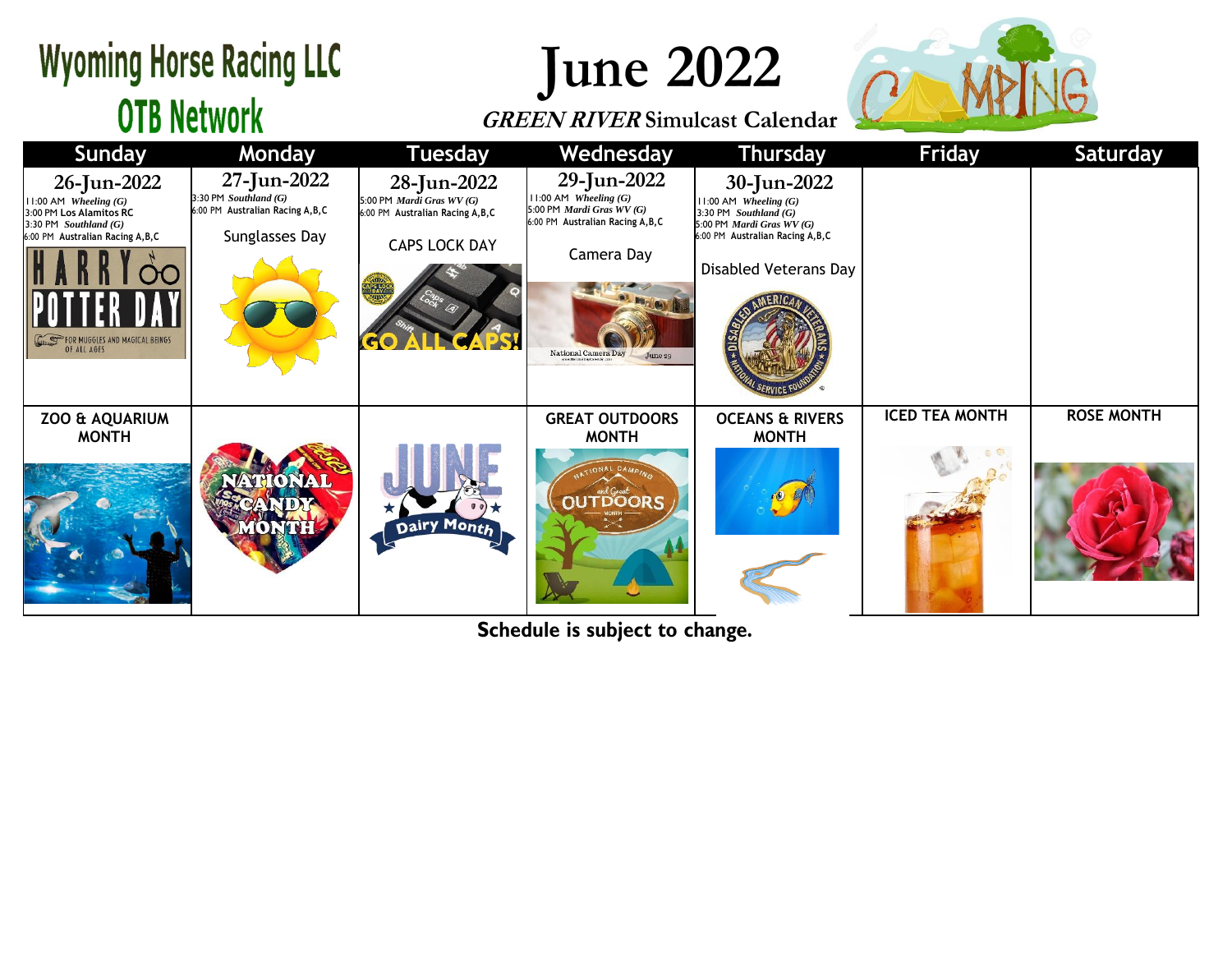# Wyoming Horse Racing LLC
## OTB Network

# June 2022
***GREEN RIVER* Simulcast Calendar**

| Sunday | Monday | Tuesday | Wednesday | Thursday | Friday | Saturday |
| --- | --- | --- | --- | --- | --- | --- |
| **26-Jun-2022**<br>11:00 AM *Wheeling (G)*<br>3:00 PM Los Alamitos RC<br>3:30 PM *Southland (G)*<br>6:00 PM Australian Racing A,B,C<br>HARRY POTTER DAY<br>FOR MUGGLES AND MAGICAL BEINGS OF ALL AGES | **27-Jun-2022**<br>3:30 PM *Southland (G)*<br>6:00 PM Australian Racing A,B,C<br>Sunglasses Day | **28-Jun-2022**<br>5:00 PM *Mardi Gras WV (G)*<br>6:00 PM Australian Racing A,B,C<br>CAPS LOCK DAY<br>GO ALL CAPS! | **29-Jun-2022**<br>11:00 AM *Wheeling (G)*<br>5:00 PM *Mardi Gras WV (G)*<br>6:00 PM Australian Racing A,B,C<br>Camera Day<br>National Camera Day June 29 | **30-Jun-2022**<br>11:00 AM *Wheeling (G)*<br>3:30 PM *Southland (G)*<br>5:00 PM *Mardi Gras WV (G)*<br>6:00 PM Australian Racing A,B,C<br>Disabled Veterans Day | | |
| **ZOO & AQUARIUM MONTH** | NATIONAL CANDY MONTH | JUNE Dairy Month | **GREAT OUTDOORS MONTH**<br>NATIONAL CAMPING and Great OUTDOORS MONTH | **OCEANS & RIVERS MONTH** | **ICED TEA MONTH** | **ROSE MONTH** |

**Schedule is subject to change.**